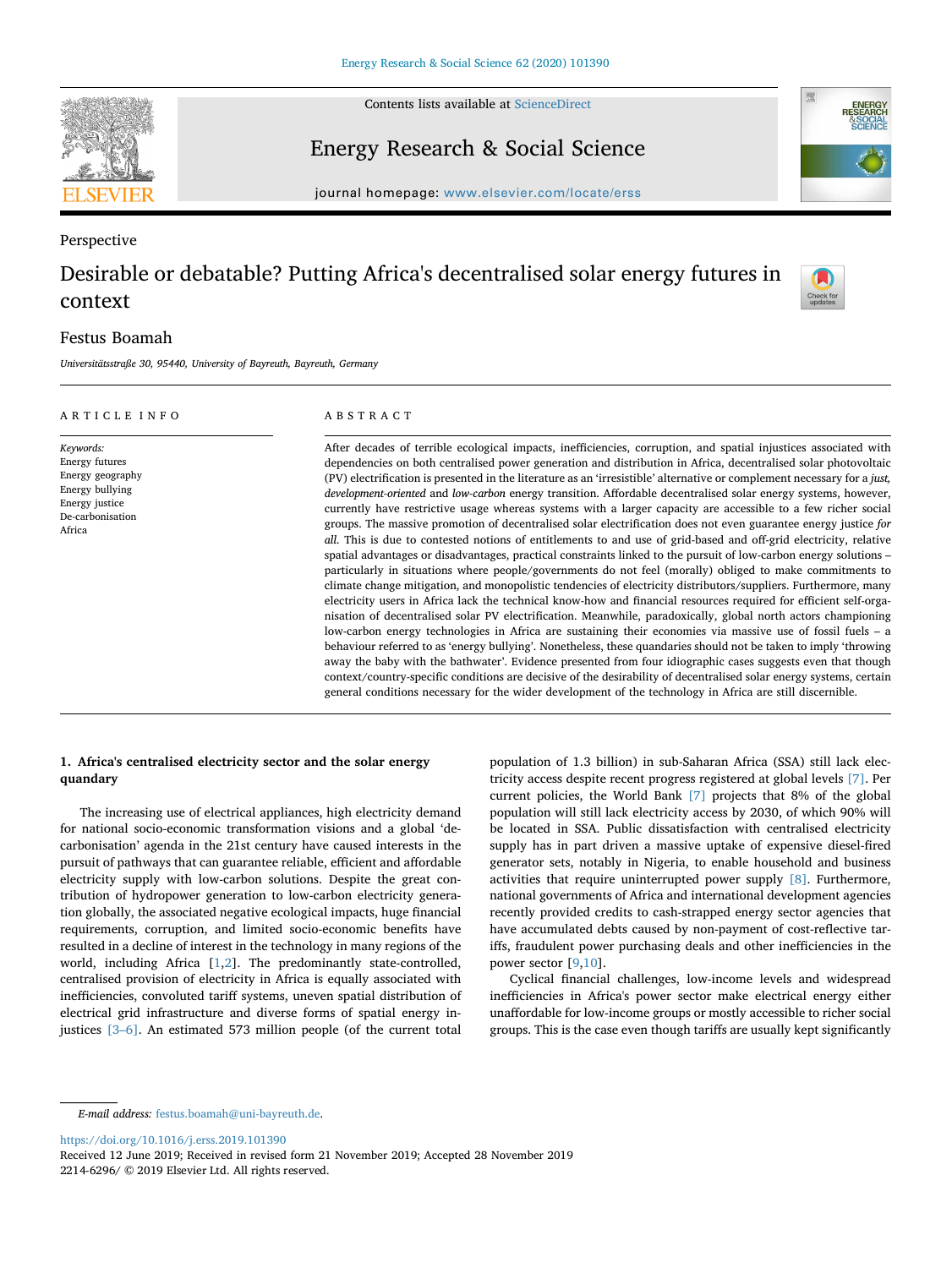Perspective

# Desirable or debatable? Putting Africa's decentralised solar energy futures in context

Festus Boamah

*Universitätsstraße 30, 95440, University of Bayreuth, Bayreuth, Germany*

**ARTICLE INFO**

*Keywords:*
Energy futures
Energy geography
Energy bullying
Energy justice
De-carbonisation
Africa

**ABSTRACT**

After decades of terrible ecological impacts, inefficiencies, corruption, and spatial injustices associated with dependencies on both centralised power generation and distribution in Africa, decentralised solar photovoltaic (PV) electrification is presented in the literature as an 'irresistible' alternative or complement necessary for a *just, development-oriented* and *low-carbon* energy transition. Affordable decentralised solar energy systems, however, currently have restrictive usage whereas systems with a larger capacity are accessible to a few richer social groups. The massive promotion of decentralised solar electrification does not even guarantee energy justice *for all*. This is due to contested notions of entitlements to and use of grid-based and off-grid electricity, relative spatial advantages or disadvantages, practical constraints linked to the pursuit of low-carbon energy solutions – particularly in situations where people/governments do not feel (morally) obliged to make commitments to climate change mitigation, and monopolistic tendencies of electricity distributors/suppliers. Furthermore, many electricity users in Africa lack the technical know-how and financial resources required for efficient self-organisation of decentralised solar PV electrification. Meanwhile, paradoxically, global north actors championing low-carbon energy technologies in Africa are sustaining their economies via massive use of fossil fuels – a behaviour referred to as 'energy bullying'. Nonetheless, these quandaries should not be taken to imply 'throwing away the baby with the bathwater'. Evidence presented from four idiographic cases suggests even that though context/country-specific conditions are decisive of the desirability of decentralised solar energy systems, certain general conditions necessary for the wider development of the technology in Africa are still discernible.

## 1. Africa's centralised electricity sector and the solar energy quandary

The increasing use of electrical appliances, high electricity demand for national socio-economic transformation visions and a global 'de-carbonisation' agenda in the 21st century have caused interests in the pursuit of pathways that can guarantee reliable, efficient and affordable electricity supply with low-carbon solutions. Despite the great contribution of hydropower generation to low-carbon electricity generation globally, the associated negative ecological impacts, huge financial requirements, corruption, and limited socio-economic benefits have resulted in a decline of interest in the technology in many regions of the world, including Africa [1,2]. The predominantly state-controlled, centralised provision of electricity in Africa is equally associated with inefficiencies, convoluted tariff systems, uneven spatial distribution of electrical grid infrastructure and diverse forms of spatial energy injustices [3–6]. An estimated 573 million people (of the current total population of 1.3 billion) in sub-Saharan Africa (SSA) still lack electricity access despite recent progress registered at global levels [7]. Per current policies, the World Bank [7] projects that 8% of the global population will still lack electricity access by 2030, of which 90% will be located in SSA. Public dissatisfaction with centralised electricity supply has in part driven a massive uptake of expensive diesel-fired generator sets, notably in Nigeria, to enable household and business activities that require uninterrupted power supply [8]. Furthermore, national governments of Africa and international development agencies recently provided credits to cash-strapped energy sector agencies that have accumulated debts caused by non-payment of cost-reflective tariffs, fraudulent power purchasing deals and other inefficiencies in the power sector [9,10].

Cyclical financial challenges, low-income levels and widespread inefficiencies in Africa's power sector make electrical energy either unaffordable for low-income groups or mostly accessible to richer social groups. This is the case even though tariffs are usually kept significantly

E-mail address: festus.boamah@uni-bayreuth.de.

https://doi.org/10.1016/j.erss.2019.101390
Received 12 June 2019; Received in revised form 21 November 2019; Accepted 28 November 2019
2214-6296/ © 2019 Elsevier Ltd. All rights reserved.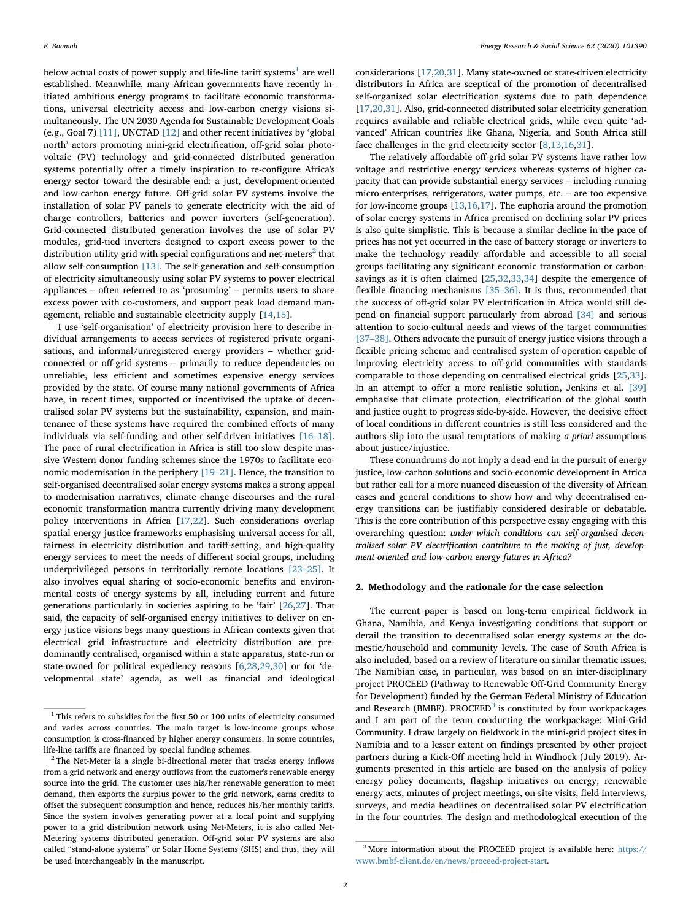below actual costs of power supply and life-line tariff systems[1] are well established. Meanwhile, many African governments have recently initiated ambitious energy programs to facilitate economic transformations, universal electricity access and low-carbon energy visions simultaneously. The UN 2030 Agenda for Sustainable Development Goals (e.g., Goal 7) [11], UNCTAD [12] and other recent initiatives by 'global north' actors promoting mini-grid electrification, off-grid solar photovoltaic (PV) technology and grid-connected distributed generation systems potentially offer a timely inspiration to re-configure Africa's energy sector toward the desirable end: a just, development-oriented and low-carbon energy future. Off-grid solar PV systems involve the installation of solar PV panels to generate electricity with the aid of charge controllers, batteries and power inverters (self-generation). Grid-connected distributed generation involves the use of solar PV modules, grid-tied inverters designed to export excess power to the distribution utility grid with special configurations and net-meters[2] that allow self-consumption [13]. The self-generation and self-consumption of electricity simultaneously using solar PV systems to power electrical appliances – often referred to as 'prosuming' – permits users to share excess power with co-customers, and support peak load demand management, reliable and sustainable electricity supply [14,15].

I use 'self-organisation' of electricity provision here to describe individual arrangements to access services of registered private organisations, and informal/unregistered energy providers – whether grid-connected or off-grid systems – primarily to reduce dependencies on unreliable, less efficient and sometimes expensive energy services provided by the state. Of course many national governments of Africa have, in recent times, supported or incentivised the uptake of decentralised solar PV systems but the sustainability, expansion, and maintenance of these systems have required the combined efforts of many individuals via self-funding and other self-driven initiatives [16–18]. The pace of rural electrification in Africa is still too slow despite massive Western donor funding schemes since the 1970s to facilitate economic modernisation in the periphery [19–21]. Hence, the transition to self-organised decentralised solar energy systems makes a strong appeal to modernisation narratives, climate change discourses and the rural economic transformation mantra currently driving many development policy interventions in Africa [17,22]. Such considerations overlap spatial energy justice frameworks emphasising universal access for all, fairness in electricity distribution and tariff-setting, and high-quality energy services to meet the needs of different social groups, including underprivileged persons in territorially remote locations [23–25]. It also involves equal sharing of socio-economic benefits and environmental costs of energy systems by all, including current and future generations particularly in societies aspiring to be 'fair' [26,27]. That said, the capacity of self-organised energy initiatives to deliver on energy justice visions begs many questions in African contexts given that electrical grid infrastructure and electricity distribution are predominantly centralised, organised within a state apparatus, state-run or state-owned for political expediency reasons [6,28,29,30] or for 'developmental state' agenda, as well as financial and ideological considerations [17,20,31]. Many state-owned or state-driven electricity distributors in Africa are sceptical of the promotion of decentralised self-organised solar electrification systems due to path dependence [17,20,31]. Also, grid-connected distributed solar electricity generation requires available and reliable electrical grids, while even quite 'advanced' African countries like Ghana, Nigeria, and South Africa still face challenges in the grid electricity sector [8,13,16,31].

The relatively affordable off-grid solar PV systems have rather low voltage and restrictive energy services whereas systems of higher capacity that can provide substantial energy services – including running micro-enterprises, refrigerators, water pumps, etc. – are too expensive for low-income groups [13,16,17]. The euphoria around the promotion of solar energy systems in Africa premised on declining solar PV prices is also quite simplistic. This is because a similar decline in the pace of prices has not yet occurred in the case of battery storage or inverters to make the technology readily affordable and accessible to all social groups facilitating any significant economic transformation or carbon-savings as it is often claimed [25,32,33,34] despite the emergence of flexible financing mechanisms [35–36]. It is thus, recommended that the success of off-grid solar PV electrification in Africa would still depend on financial support particularly from abroad [34] and serious attention to socio-cultural needs and views of the target communities [37–38]. Others advocate the pursuit of energy justice visions through a flexible pricing scheme and centralised system of operation capable of improving electricity access to off-grid communities with standards comparable to those depending on centralised electrical grids [25,33]. In an attempt to offer a more realistic solution, Jenkins et al. [39] emphasise that climate protection, electrification of the global south and justice ought to progress side-by-side. However, the decisive effect of local conditions in different countries is still less considered and the authors slip into the usual temptations of making *a priori* assumptions about justice/injustice.

These conundrums do not imply a dead-end in the pursuit of energy justice, low-carbon solutions and socio-economic development in Africa but rather call for a more nuanced discussion of the diversity of African cases and general conditions to show how and why decentralised energy transitions can be justifiably considered desirable or debatable. This is the core contribution of this perspective essay engaging with this overarching question: *under which conditions can self-organised decentralised solar PV electrification contribute to the making of just, development-oriented and low-carbon energy futures in Africa?*

## 2. Methodology and the rationale for the case selection

The current paper is based on long-term empirical fieldwork in Ghana, Namibia, and Kenya investigating conditions that support or derail the transition to decentralised solar energy systems at the domestic/household and community levels. The case of South Africa is also included, based on a review of literature on similar thematic issues. The Namibian case, in particular, was based on an inter-disciplinary project PROCEED (Pathway to Renewable Off-Grid Community Energy for Development) funded by the German Federal Ministry of Education and Research (BMBF). PROCEED[3] is constituted by four workpackages and I am part of the team conducting the workpackage: Mini-Grid Community. I draw largely on fieldwork in the mini-grid project sites in Namibia and to a lesser extent on findings presented by other project partners during a Kick-Off meeting held in Windhoek (July 2019). Arguments presented in this article are based on the analysis of policy energy policy documents, flagship initiatives on energy, renewable energy acts, minutes of project meetings, on-site visits, field interviews, surveys, and media headlines on decentralised solar PV electrification in the four countries. The design and methodological execution of the

[1] This refers to subsidies for the first 50 or 100 units of electricity consumed and varies across countries. The main target is low-income groups whose consumption is cross-financed by higher energy consumers. In some countries, life-line tariffs are financed by special funding schemes.

[2] The Net-Meter is a single bi-directional meter that tracks energy inflows from a grid network and energy outflows from the customer's renewable energy source into the grid. The customer uses his/her renewable generation to meet demand, then exports the surplus power to the grid network, earns credits to offset the subsequent consumption and hence, reduces his/her monthly tariffs. Since the system involves generating power at a local point and supplying power to a grid distribution network using Net-Meters, it is also called Net-Metering systems distributed generation. Off-grid solar PV systems are also called "stand-alone systems" or Solar Home Systems (SHS) and thus, they will be used interchangeably in the manuscript.

[3] More information about the PROCEED project is available here: https://www.bmbf-client.de/en/news/proceed-project-start.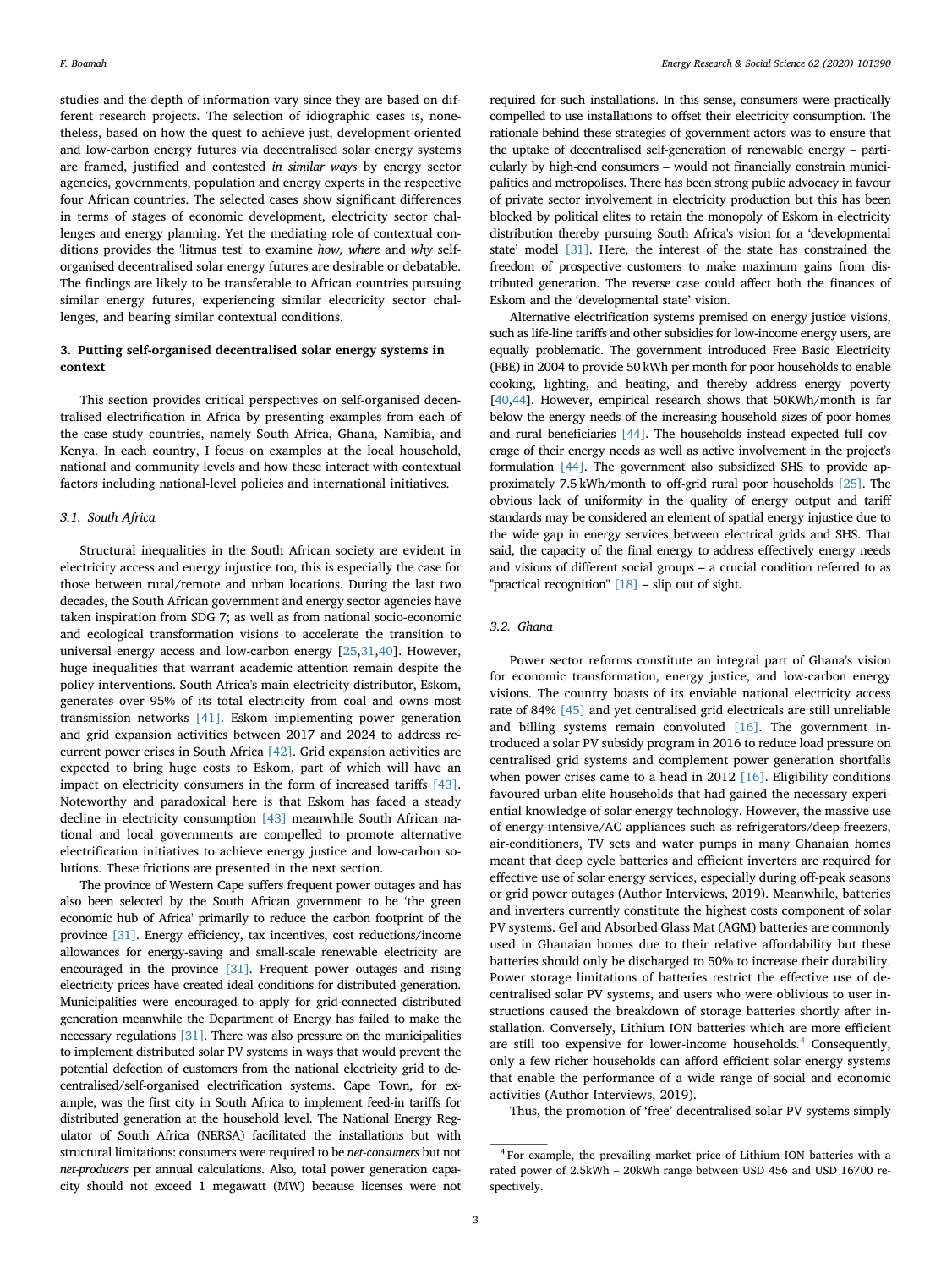studies and the depth of information vary since they are based on different research projects. The selection of idiographic cases is, nonetheless, based on how the quest to achieve just, development-oriented and low-carbon energy futures via decentralised solar energy systems are framed, justified and contested *in similar ways* by energy sector agencies, governments, population and energy experts in the respective four African countries. The selected cases show significant differences in terms of stages of economic development, electricity sector challenges and energy planning. Yet the mediating role of contextual conditions provides the 'litmus test' to examine *how, where* and *why* self-organised decentralised solar energy futures are desirable or debatable. The findings are likely to be transferable to African countries pursuing similar energy futures, experiencing similar electricity sector challenges, and bearing similar contextual conditions.

## 3. Putting self-organised decentralised solar energy systems in context

This section provides critical perspectives on self-organised decentralised electrification in Africa by presenting examples from each of the case study countries, namely South Africa, Ghana, Namibia, and Kenya. In each country, I focus on examples at the local household, national and community levels and how these interact with contextual factors including national-level policies and international initiatives.

### 3.1. South Africa

Structural inequalities in the South African society are evident in electricity access and energy injustice too, this is especially the case for those between rural/remote and urban locations. During the last two decades, the South African government and energy sector agencies have taken inspiration from SDG 7; as well as from national socio-economic and ecological transformation visions to accelerate the transition to universal energy access and low-carbon energy [25,31,40]. However, huge inequalities that warrant academic attention remain despite the policy interventions. South Africa's main electricity distributor, Eskom, generates over 95% of its total electricity from coal and owns most transmission networks [41]. Eskom implementing power generation and grid expansion activities between 2017 and 2024 to address recurrent power crises in South Africa [42]. Grid expansion activities are expected to bring huge costs to Eskom, part of which will have an impact on electricity consumers in the form of increased tariffs [43]. Noteworthy and paradoxical here is that Eskom has faced a steady decline in electricity consumption [43] meanwhile South African national and local governments are compelled to promote alternative electrification initiatives to achieve energy justice and low-carbon solutions. These frictions are presented in the next section.

The province of Western Cape suffers frequent power outages and has also been selected by the South African government to be 'the green economic hub of Africa' primarily to reduce the carbon footprint of the province [31]. Energy efficiency, tax incentives, cost reductions/income allowances for energy-saving and small-scale renewable electricity are encouraged in the province [31]. Frequent power outages and rising electricity prices have created ideal conditions for distributed generation. Municipalities were encouraged to apply for grid-connected distributed generation meanwhile the Department of Energy has failed to make the necessary regulations [31]. There was also pressure on the municipalities to implement distributed solar PV systems in ways that would prevent the potential defection of customers from the national electricity grid to decentralised/self-organised electrification systems. Cape Town, for example, was the first city in South Africa to implement feed-in tariffs for distributed generation at the household level. The National Energy Regulator of South Africa (NERSA) facilitated the installations but with structural limitations: consumers were required to be *net-consumers* but not *net-producers* per annual calculations. Also, total power generation capacity should not exceed 1 megawatt (MW) because licenses were not required for such installations. In this sense, consumers were practically compelled to use installations to offset their electricity consumption. The rationale behind these strategies of government actors was to ensure that the uptake of decentralised self-generation of renewable energy – particularly by high-end consumers – would not financially constrain municipalities and metropolises. There has been strong public advocacy in favour of private sector involvement in electricity production but this has been blocked by political elites to retain the monopoly of Eskom in electricity distribution thereby pursuing South Africa's vision for a 'developmental state' model [31]. Here, the interest of the state has constrained the freedom of prospective customers to make maximum gains from distributed generation. The reverse case could affect both the finances of Eskom and the 'developmental state' vision.

Alternative electrification systems premised on energy justice visions, such as life-line tariffs and other subsidies for low-income energy users, are equally problematic. The government introduced Free Basic Electricity (FBE) in 2004 to provide 50 kWh per month for poor households to enable cooking, lighting, and heating, and thereby address energy poverty [40,44]. However, empirical research shows that 50KWh/month is far below the energy needs of the increasing household sizes of poor homes and rural beneficiaries [44]. The households instead expected full coverage of their energy needs as well as active involvement in the project's formulation [44]. The government also subsidized SHS to provide approximately 7.5 kWh/month to off-grid rural poor households [25]. The obvious lack of uniformity in the quality of energy output and tariff standards may be considered an element of spatial energy injustice due to the wide gap in energy services between electrical grids and SHS. That said, the capacity of the final energy to address effectively energy needs and visions of different social groups – a crucial condition referred to as "practical recognition" [18] – slip out of sight.

### 3.2. Ghana

Power sector reforms constitute an integral part of Ghana's vision for economic transformation, energy justice, and low-carbon energy visions. The country boasts of its enviable national electricity access rate of 84% [45] and yet centralised grid electricals are still unreliable and billing systems remain convoluted [16]. The government introduced a solar PV subsidy program in 2016 to reduce load pressure on centralised grid systems and complement power generation shortfalls when power crises came to a head in 2012 [16]. Eligibility conditions favoured urban elite households that had gained the necessary experiential knowledge of solar energy technology. However, the massive use of energy-intensive/AC appliances such as refrigerators/deep-freezers, air-conditioners, TV sets and water pumps in many Ghanaian homes meant that deep cycle batteries and efficient inverters are required for effective use of solar energy services, especially during off-peak seasons or grid power outages (Author Interviews, 2019). Meanwhile, batteries and inverters currently constitute the highest costs component of solar PV systems. Gel and Absorbed Glass Mat (AGM) batteries are commonly used in Ghanaian homes due to their relative affordability but these batteries should only be discharged to 50% to increase their durability. Power storage limitations of batteries restrict the effective use of decentralised solar PV systems, and users who were oblivious to user instructions caused the breakdown of storage batteries shortly after installation. Conversely, Lithium ION batteries which are more efficient are still too expensive for lower-income households.[4] Consequently, only a few richer households can afford efficient solar energy systems that enable the performance of a wide range of social and economic activities (Author Interviews, 2019).

Thus, the promotion of 'free' decentralised solar PV systems simply

[4] For example, the prevailing market price of Lithium ION batteries with a rated power of 2.5kWh – 20kWh range between USD 456 and USD 16700 respectively.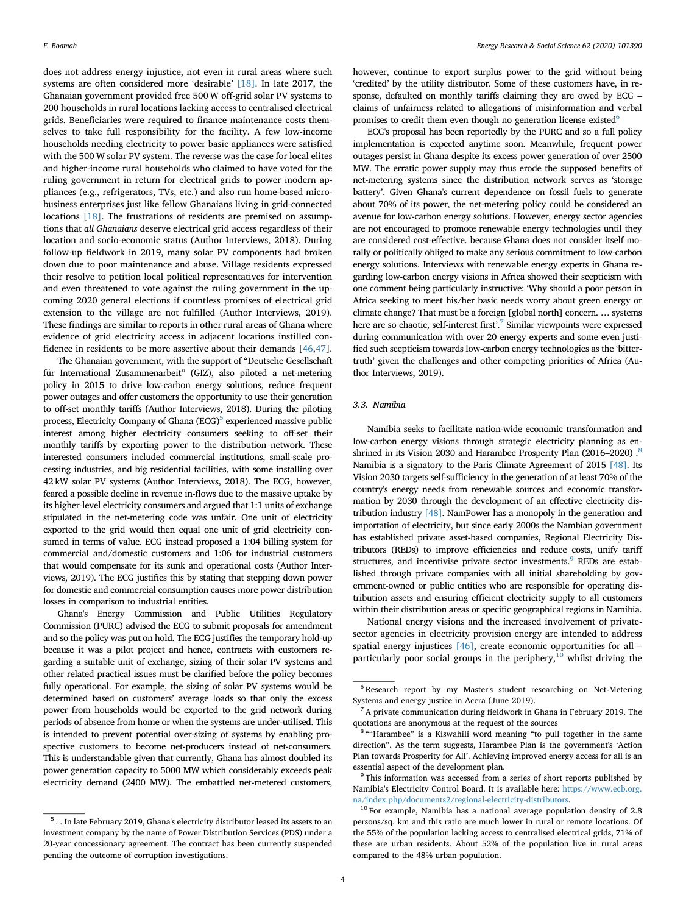does not address energy injustice, not even in rural areas where such systems are often considered more 'desirable' [18]. In late 2017, the Ghanaian government provided free 500 W off-grid solar PV systems to 200 households in rural locations lacking access to centralised electrical grids. Beneficiaries were required to finance maintenance costs themselves to take full responsibility for the facility. A few low-income households needing electricity to power basic appliances were satisfied with the 500 W solar PV system. The reverse was the case for local elites and higher-income rural households who claimed to have voted for the ruling government in return for electrical grids to power modern appliances (e.g., refrigerators, TVs, etc.) and also run home-based micro-business enterprises just like fellow Ghanaians living in grid-connected locations [18]. The frustrations of residents are premised on assumptions that *all Ghanaians* deserve electrical grid access regardless of their location and socio-economic status (Author Interviews, 2018). During follow-up fieldwork in 2019, many solar PV components had broken down due to poor maintenance and abuse. Village residents expressed their resolve to petition local political representatives for intervention and even threatened to vote against the ruling government in the upcoming 2020 general elections if countless promises of electrical grid extension to the village are not fulfilled (Author Interviews, 2019). These findings are similar to reports in other rural areas of Ghana where evidence of grid electricity access in adjacent locations instilled confidence in residents to be more assertive about their demands [46,47].

The Ghanaian government, with the support of "Deutsche Gesellschaft für International Zusammenarbeit" (GIZ), also piloted a net-metering policy in 2015 to drive low-carbon energy solutions, reduce frequent power outages and offer customers the opportunity to use their generation to off-set monthly tariffs (Author Interviews, 2018). During the piloting process, Electricity Company of Ghana (ECG)[5] experienced massive public interest among higher electricity consumers seeking to off-set their monthly tariffs by exporting power to the distribution network. These interested consumers included commercial institutions, small-scale processing industries, and big residential facilities, with some installing over 42 kW solar PV systems (Author Interviews, 2018). The ECG, however, feared a possible decline in revenue in-flows due to the massive uptake by its higher-level electricity consumers and argued that 1:1 units of exchange stipulated in the net-metering code was unfair. One unit of electricity exported to the grid would then equal one unit of grid electricity consumed in terms of value. ECG instead proposed a 1:04 billing system for commercial and/domestic customers and 1:06 for industrial customers that would compensate for its sunk and operational costs (Author Interviews, 2019). The ECG justifies this by stating that stepping down power for domestic and commercial consumption causes more power distribution losses in comparison to industrial entities.

Ghana's Energy Commission and Public Utilities Regulatory Commission (PURC) advised the ECG to submit proposals for amendment and so the policy was put on hold. The ECG justifies the temporary hold-up because it was a pilot project and hence, contracts with customers regarding a suitable unit of exchange, sizing of their solar PV systems and other related practical issues must be clarified before the policy becomes fully operational. For example, the sizing of solar PV systems would be determined based on customers' average loads so that only the excess power from households would be exported to the grid network during periods of absence from home or when the systems are under-utilised. This is intended to prevent potential over-sizing of systems by enabling prospective customers to become net-producers instead of net-consumers. This is understandable given that currently, Ghana has almost doubled its power generation capacity to 5000 MW which considerably exceeds peak electricity demand (2400 MW). The embattled net-metered customers, however, continue to export surplus power to the grid without being 'credited' by the utility distributor. Some of these customers have, in response, defaulted on monthly tariffs claiming they are owed by ECG – claims of unfairness related to allegations of misinformation and verbal promises to credit them even though no generation license existed[6]

ECG's proposal has been reportedly by the PURC and so a full policy implementation is expected anytime soon. Meanwhile, frequent power outages persist in Ghana despite its excess power generation of over 2500 MW. The erratic power supply may thus erode the supposed benefits of net-metering systems since the distribution network serves as 'storage battery'. Given Ghana's current dependence on fossil fuels to generate about 70% of its power, the net-metering policy could be considered an avenue for low-carbon energy solutions. However, energy sector agencies are not encouraged to promote renewable energy technologies until they are considered cost-effective. because Ghana does not consider itself morally or politically obliged to make any serious commitment to low-carbon energy solutions. Interviews with renewable energy experts in Ghana regarding low-carbon energy visions in Africa showed their scepticism with one comment being particularly instructive: 'Why should a poor person in Africa seeking to meet his/her basic needs worry about green energy or climate change? That must be a foreign [global north] concern. … systems here are so chaotic, self-interest first'.[7] Similar viewpoints were expressed during communication with over 20 energy experts and some even justified such scepticism towards low-carbon energy technologies as the 'bitter-truth' given the challenges and other competing priorities of Africa (Author Interviews, 2019).

### 3.3. Namibia

Namibia seeks to facilitate nation-wide economic transformation and low-carbon energy visions through strategic electricity planning as enshrined in its Vision 2030 and Harambee Prosperity Plan (2016–2020) .[8] Namibia is a signatory to the Paris Climate Agreement of 2015 [48]. Its Vision 2030 targets self-sufficiency in the generation of at least 70% of the country's energy needs from renewable sources and economic transformation by 2030 through the development of an effective electricity distribution industry [48]. NamPower has a monopoly in the generation and importation of electricity, but since early 2000s the Nambian government has established private asset-based companies, Regional Electricity Distributors (REDs) to improve efficiencies and reduce costs, unify tariff structures, and incentivise private sector investments.[9] REDs are established through private companies with all initial shareholding by government-owned or public entities who are responsible for operating distribution assets and ensuring efficient electricity supply to all customers within their distribution areas or specific geographical regions in Namibia.

National energy visions and the increased involvement of private-sector agencies in electricity provision energy are intended to address spatial energy injustices [46], create economic opportunities for all – particularly poor social groups in the periphery,[10] whilst driving the

---

[5] . . In late February 2019, Ghana's electricity distributor leased its assets to an investment company by the name of Power Distribution Services (PDS) under a 20-year concessionary agreement. The contract has been currently suspended pending the outcome of corruption investigations.

[6] Research report by my Master's student researching on Net-Metering Systems and energy justice in Accra (June 2019).

[7] A private communication during fieldwork in Ghana in February 2019. The quotations are anonymous at the request of the sources

[8] ""Harambee" is a Kiswahili word meaning "to pull together in the same direction". As the term suggests, Harambee Plan is the government's 'Action Plan towards Prosperity for All'. Achieving improved energy access for all is an essential aspect of the development plan.

[9] This information was accessed from a series of short reports published by Namibia's Electricity Control Board. It is available here: https://www.ecb.org.na/index.php/documents2/regional-electricity-distributors.

[10] For example, Namibia has a national average population density of 2.8 persons/sq. km and this ratio are much lower in rural or remote locations. Of the 55% of the population lacking access to centralised electrical grids, 71% of these are urban residents. About 52% of the population live in rural areas compared to the 48% urban population.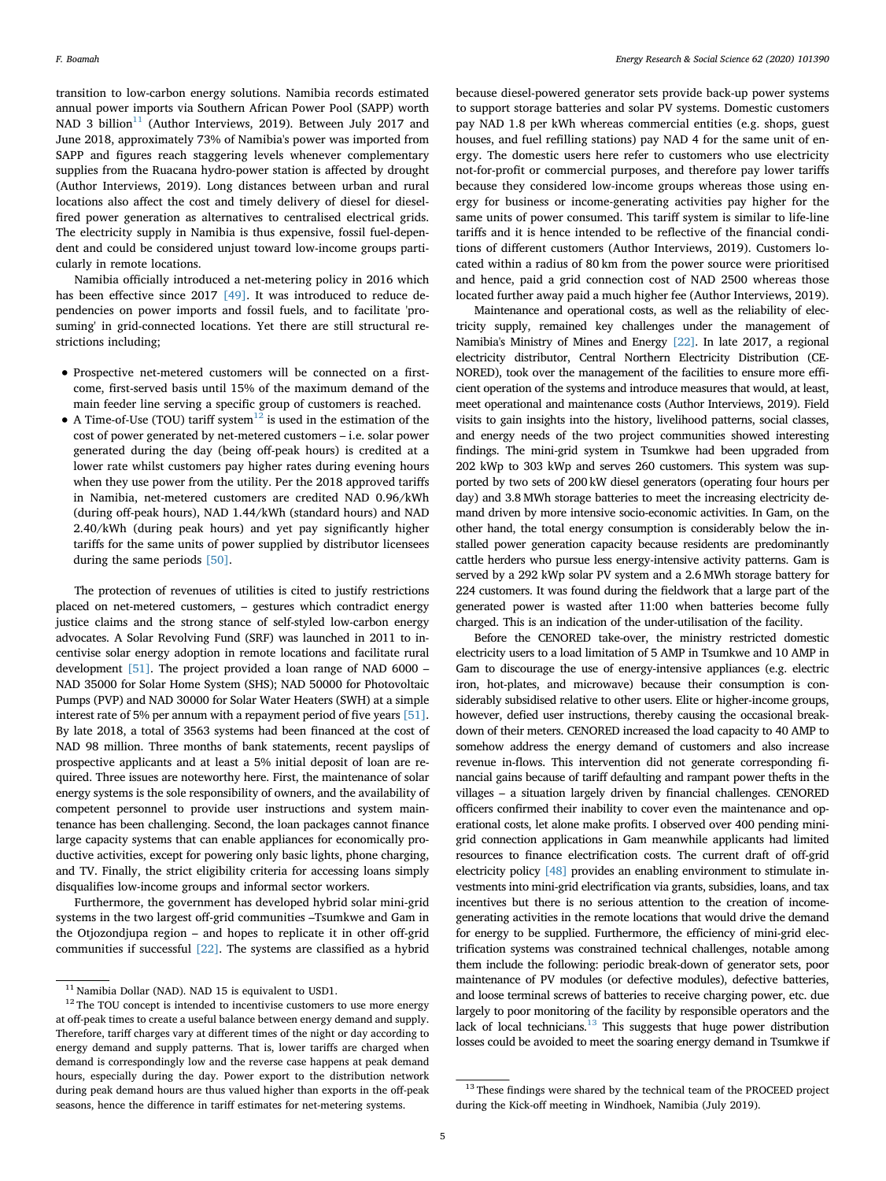transition to low-carbon energy solutions. Namibia records estimated annual power imports via Southern African Power Pool (SAPP) worth NAD 3 billion[11] (Author Interviews, 2019). Between July 2017 and June 2018, approximately 73% of Namibia's power was imported from SAPP and figures reach staggering levels whenever complementary supplies from the Ruacana hydro-power station is affected by drought (Author Interviews, 2019). Long distances between urban and rural locations also affect the cost and timely delivery of diesel for diesel-fired power generation as alternatives to centralised electrical grids. The electricity supply in Namibia is thus expensive, fossil fuel-dependent and could be considered unjust toward low-income groups particularly in remote locations.

Namibia officially introduced a net-metering policy in 2016 which has been effective since 2017 [49]. It was introduced to reduce dependencies on power imports and fossil fuels, and to facilitate 'prosuming' in grid-connected locations. Yet there are still structural restrictions including;

- Prospective net-metered customers will be connected on a first-come, first-served basis until 15% of the maximum demand of the main feeder line serving a specific group of customers is reached.
- A Time-of-Use (TOU) tariff system[12] is used in the estimation of the cost of power generated by net-metered customers – i.e. solar power generated during the day (being off-peak hours) is credited at a lower rate whilst customers pay higher rates during evening hours when they use power from the utility. Per the 2018 approved tariffs in Namibia, net-metered customers are credited NAD 0.96/kWh (during off-peak hours), NAD 1.44/kWh (standard hours) and NAD 2.40/kWh (during peak hours) and yet pay significantly higher tariffs for the same units of power supplied by distributor licensees during the same periods [50].

The protection of revenues of utilities is cited to justify restrictions placed on net-metered customers, – gestures which contradict energy justice claims and the strong stance of self-styled low-carbon energy advocates. A Solar Revolving Fund (SRF) was launched in 2011 to incentivise solar energy adoption in remote locations and facilitate rural development [51]. The project provided a loan range of NAD 6000 – NAD 35000 for Solar Home System (SHS); NAD 50000 for Photovoltaic Pumps (PVP) and NAD 30000 for Solar Water Heaters (SWH) at a simple interest rate of 5% per annum with a repayment period of five years [51]. By late 2018, a total of 3563 systems had been financed at the cost of NAD 98 million. Three months of bank statements, recent payslips of prospective applicants and at least a 5% initial deposit of loan are required. Three issues are noteworthy here. First, the maintenance of solar energy systems is the sole responsibility of owners, and the availability of competent personnel to provide user instructions and system maintenance has been challenging. Second, the loan packages cannot finance large capacity systems that can enable appliances for economically productive activities, except for powering only basic lights, phone charging, and TV. Finally, the strict eligibility criteria for accessing loans simply disqualifies low-income groups and informal sector workers.

Furthermore, the government has developed hybrid solar mini-grid systems in the two largest off-grid communities –Tsumkwe and Gam in the Otjozondjupa region – and hopes to replicate it in other off-grid communities if successful [22]. The systems are classified as a hybrid because diesel-powered generator sets provide back-up power systems to support storage batteries and solar PV systems. Domestic customers pay NAD 1.8 per kWh whereas commercial entities (e.g. shops, guest houses, and fuel refilling stations) pay NAD 4 for the same unit of energy. The domestic users here refer to customers who use electricity not-for-profit or commercial purposes, and therefore pay lower tariffs because they considered low-income groups whereas those using energy for business or income-generating activities pay higher for the same units of power consumed. This tariff system is similar to life-line tariffs and it is hence intended to be reflective of the financial conditions of different customers (Author Interviews, 2019). Customers located within a radius of 80 km from the power source were prioritised and hence, paid a grid connection cost of NAD 2500 whereas those located further away paid a much higher fee (Author Interviews, 2019).

Maintenance and operational costs, as well as the reliability of electricity supply, remained key challenges under the management of Namibia's Ministry of Mines and Energy [22]. In late 2017, a regional electricity distributor, Central Northern Electricity Distribution (CENORED), took over the management of the facilities to ensure more efficient operation of the systems and introduce measures that would, at least, meet operational and maintenance costs (Author Interviews, 2019). Field visits to gain insights into the history, livelihood patterns, social classes, and energy needs of the two project communities showed interesting findings. The mini-grid system in Tsumkwe had been upgraded from 202 kWp to 303 kWp and serves 260 customers. This system was supported by two sets of 200 kW diesel generators (operating four hours per day) and 3.8 MWh storage batteries to meet the increasing electricity demand driven by more intensive socio-economic activities. In Gam, on the other hand, the total energy consumption is considerably below the installed power generation capacity because residents are predominantly cattle herders who pursue less energy-intensive activity patterns. Gam is served by a 292 kWp solar PV system and a 2.6 MWh storage battery for 224 customers. It was found during the fieldwork that a large part of the generated power is wasted after 11:00 when batteries become fully charged. This is an indication of the under-utilisation of the facility.

Before the CENORED take-over, the ministry restricted domestic electricity users to a load limitation of 5 AMP in Tsumkwe and 10 AMP in Gam to discourage the use of energy-intensive appliances (e.g. electric iron, hot-plates, and microwave) because their consumption is considerably subsidised relative to other users. Elite or higher-income groups, however, defied user instructions, thereby causing the occasional breakdown of their meters. CENORED increased the load capacity to 40 AMP to somehow address the energy demand of customers and also increase revenue in-flows. This intervention did not generate corresponding financial gains because of tariff defaulting and rampant power thefts in the villages – a situation largely driven by financial challenges. CENORED officers confirmed their inability to cover even the maintenance and operational costs, let alone make profits. I observed over 400 pending mini-grid connection applications in Gam meanwhile applicants had limited resources to finance electrification costs. The current draft of off-grid electricity policy [48] provides an enabling environment to stimulate investments into mini-grid electrification via grants, subsidies, loans, and tax incentives but there is no serious attention to the creation of income-generating activities in the remote locations that would drive the demand for energy to be supplied. Furthermore, the efficiency of mini-grid electrification systems was constrained technical challenges, notable among them include the following: periodic break-down of generator sets, poor maintenance of PV modules (or defective modules), defective batteries, and loose terminal screws of batteries to receive charging power, etc. due largely to poor monitoring of the facility by responsible operators and the lack of local technicians.[13] This suggests that huge power distribution losses could be avoided to meet the soaring energy demand in Tsumkwe if

---

[11] Namibia Dollar (NAD). NAD 15 is equivalent to USD1.

[12] The TOU concept is intended to incentivise customers to use more energy at off-peak times to create a useful balance between energy demand and supply. Therefore, tariff charges vary at different times of the night or day according to energy demand and supply patterns. That is, lower tariffs are charged when demand is correspondingly low and the reverse case happens at peak demand hours, especially during the day. Power export to the distribution network during peak demand hours are thus valued higher than exports in the off-peak seasons, hence the difference in tariff estimates for net-metering systems.

[13] These findings were shared by the technical team of the PROCEED project during the Kick-off meeting in Windhoek, Namibia (July 2019).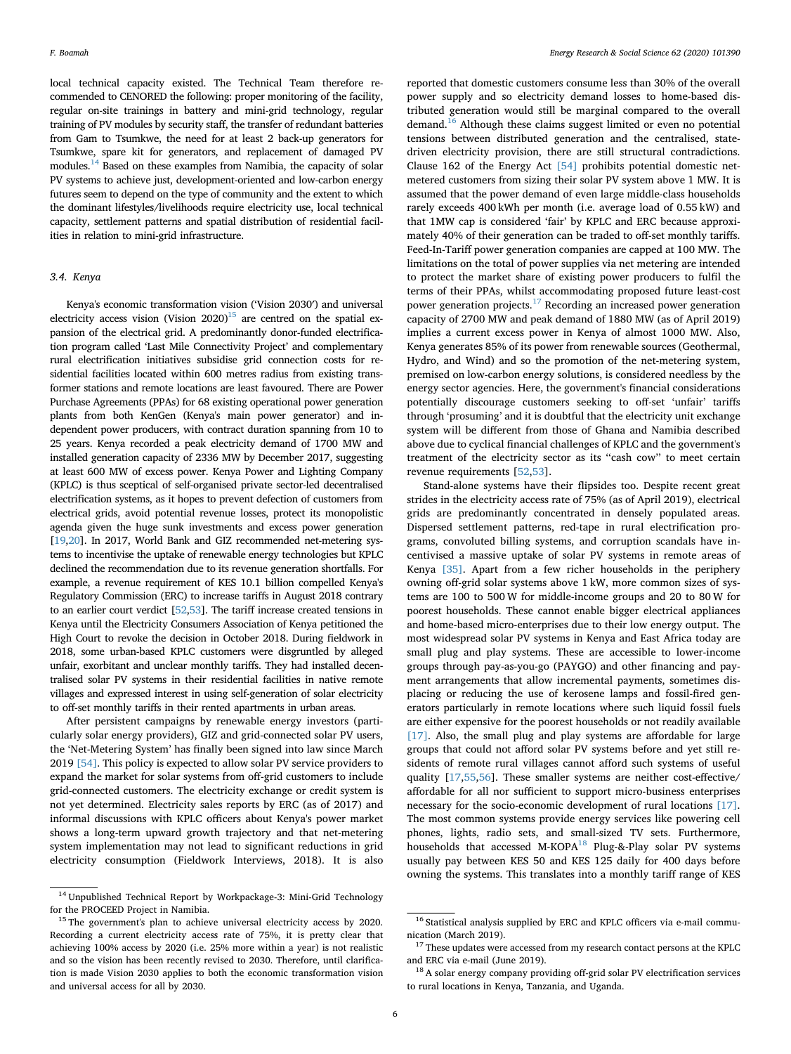local technical capacity existed. The Technical Team therefore recommended to CENORED the following: proper monitoring of the facility, regular on-site trainings in battery and mini-grid technology, regular training of PV modules by security staff, the transfer of redundant batteries from Gam to Tsumkwe, the need for at least 2 back-up generators for Tsumkwe, spare kit for generators, and replacement of damaged PV modules.[14] Based on these examples from Namibia, the capacity of solar PV systems to achieve just, development-oriented and low-carbon energy futures seem to depend on the type of community and the extent to which the dominant lifestyles/livelihoods require electricity use, local technical capacity, settlement patterns and spatial distribution of residential facilities in relation to mini-grid infrastructure.

### 3.4. Kenya

Kenya's economic transformation vision ('Vision 2030′) and universal electricity access vision (Vision 2020)[15] are centred on the spatial expansion of the electrical grid. A predominantly donor-funded electrification program called 'Last Mile Connectivity Project' and complementary rural electrification initiatives subsidise grid connection costs for residential facilities located within 600 metres radius from existing transformer stations and remote locations are least favoured. There are Power Purchase Agreements (PPAs) for 68 existing operational power generation plants from both KenGen (Kenya's main power generator) and independent power producers, with contract duration spanning from 10 to 25 years. Kenya recorded a peak electricity demand of 1700 MW and installed generation capacity of 2336 MW by December 2017, suggesting at least 600 MW of excess power. Kenya Power and Lighting Company (KPLC) is thus sceptical of self-organised private sector-led decentralised electrification systems, as it hopes to prevent defection of customers from electrical grids, avoid potential revenue losses, protect its monopolistic agenda given the huge sunk investments and excess power generation [19,20]. In 2017, World Bank and GIZ recommended net-metering systems to incentivise the uptake of renewable energy technologies but KPLC declined the recommendation due to its revenue generation shortfalls. For example, a revenue requirement of KES 10.1 billion compelled Kenya's Regulatory Commission (ERC) to increase tariffs in August 2018 contrary to an earlier court verdict [52,53]. The tariff increase created tensions in Kenya until the Electricity Consumers Association of Kenya petitioned the High Court to revoke the decision in October 2018. During fieldwork in 2018, some urban-based KPLC customers were disgruntled by alleged unfair, exorbitant and unclear monthly tariffs. They had installed decentralised solar PV systems in their residential facilities in native remote villages and expressed interest in using self-generation of solar electricity to off-set monthly tariffs in their rented apartments in urban areas.

After persistent campaigns by renewable energy investors (particularly solar energy providers), GIZ and grid-connected solar PV users, the 'Net-Metering System' has finally been signed into law since March 2019 [54]. This policy is expected to allow solar PV service providers to expand the market for solar systems from off-grid customers to include grid-connected customers. The electricity exchange or credit system is not yet determined. Electricity sales reports by ERC (as of 2017) and informal discussions with KPLC officers about Kenya's power market shows a long-term upward growth trajectory and that net-metering system implementation may not lead to significant reductions in grid electricity consumption (Fieldwork Interviews, 2018). It is also reported that domestic customers consume less than 30% of the overall power supply and so electricity demand losses to home-based distributed generation would still be marginal compared to the overall demand.[16] Although these claims suggest limited or even no potential tensions between distributed generation and the centralised, state-driven electricity provision, there are still structural contradictions. Clause 162 of the Energy Act [54] prohibits potential domestic net-metered customers from sizing their solar PV system above 1 MW. It is assumed that the power demand of even large middle-class households rarely exceeds 400 kWh per month (i.e. average load of 0.55 kW) and that 1MW cap is considered 'fair' by KPLC and ERC because approximately 40% of their generation can be traded to off-set monthly tariffs. Feed-In-Tariff power generation companies are capped at 100 MW. The limitations on the total of power supplies via net metering are intended to protect the market share of existing power producers to fulfil the terms of their PPAs, whilst accommodating proposed future least-cost power generation projects.[17] Recording an increased power generation capacity of 2700 MW and peak demand of 1880 MW (as of April 2019) implies a current excess power in Kenya of almost 1000 MW. Also, Kenya generates 85% of its power from renewable sources (Geothermal, Hydro, and Wind) and so the promotion of the net-metering system, premised on low-carbon energy solutions, is considered needless by the energy sector agencies. Here, the government's financial considerations potentially discourage customers seeking to off-set 'unfair' tariffs through 'prosuming' and it is doubtful that the electricity unit exchange system will be different from those of Ghana and Namibia described above due to cyclical financial challenges of KPLC and the government's treatment of the electricity sector as its ''cash cow'' to meet certain revenue requirements [52,53].

Stand-alone systems have their flipsides too. Despite recent great strides in the electricity access rate of 75% (as of April 2019), electrical grids are predominantly concentrated in densely populated areas. Dispersed settlement patterns, red-tape in rural electrification programs, convoluted billing systems, and corruption scandals have incentivised a massive uptake of solar PV systems in remote areas of Kenya [35]. Apart from a few richer households in the periphery owning off-grid solar systems above 1 kW, more common sizes of systems are 100 to 500 W for middle-income groups and 20 to 80 W for poorest households. These cannot enable bigger electrical appliances and home-based micro-enterprises due to their low energy output. The most widespread solar PV systems in Kenya and East Africa today are small plug and play systems. These are accessible to lower-income groups through pay-as-you-go (PAYGO) and other financing and payment arrangements that allow incremental payments, sometimes displacing or reducing the use of kerosene lamps and fossil-fired generators particularly in remote locations where such liquid fossil fuels are either expensive for the poorest households or not readily available [17]. Also, the small plug and play systems are affordable for large groups that could not afford solar PV systems before and yet still residents of remote rural villages cannot afford such systems of useful quality [17,55,56]. These smaller systems are neither cost-effective/affordable for all nor sufficient to support micro-business enterprises necessary for the socio-economic development of rural locations [17]. The most common systems provide energy services like powering cell phones, lights, radio sets, and small-sized TV sets. Furthermore, households that accessed M-KOPA[18] Plug-&-Play solar PV systems usually pay between KES 50 and KES 125 daily for 400 days before owning the systems. This translates into a monthly tariff range of KES

---

[14] Unpublished Technical Report by Workpackage-3: Mini-Grid Technology for the PROCEED Project in Namibia.

[15] The government's plan to achieve universal electricity access by 2020. Recording a current electricity access rate of 75%, it is pretty clear that achieving 100% access by 2020 (i.e. 25% more within a year) is not realistic and so the vision has been recently revised to 2030. Therefore, until clarification is made Vision 2030 applies to both the economic transformation vision and universal access for all by 2030.

[16] Statistical analysis supplied by ERC and KPLC officers via e-mail communication (March 2019).

[17] These updates were accessed from my research contact persons at the KPLC and ERC via e-mail (June 2019).

[18] A solar energy company providing off-grid solar PV electrification services to rural locations in Kenya, Tanzania, and Uganda.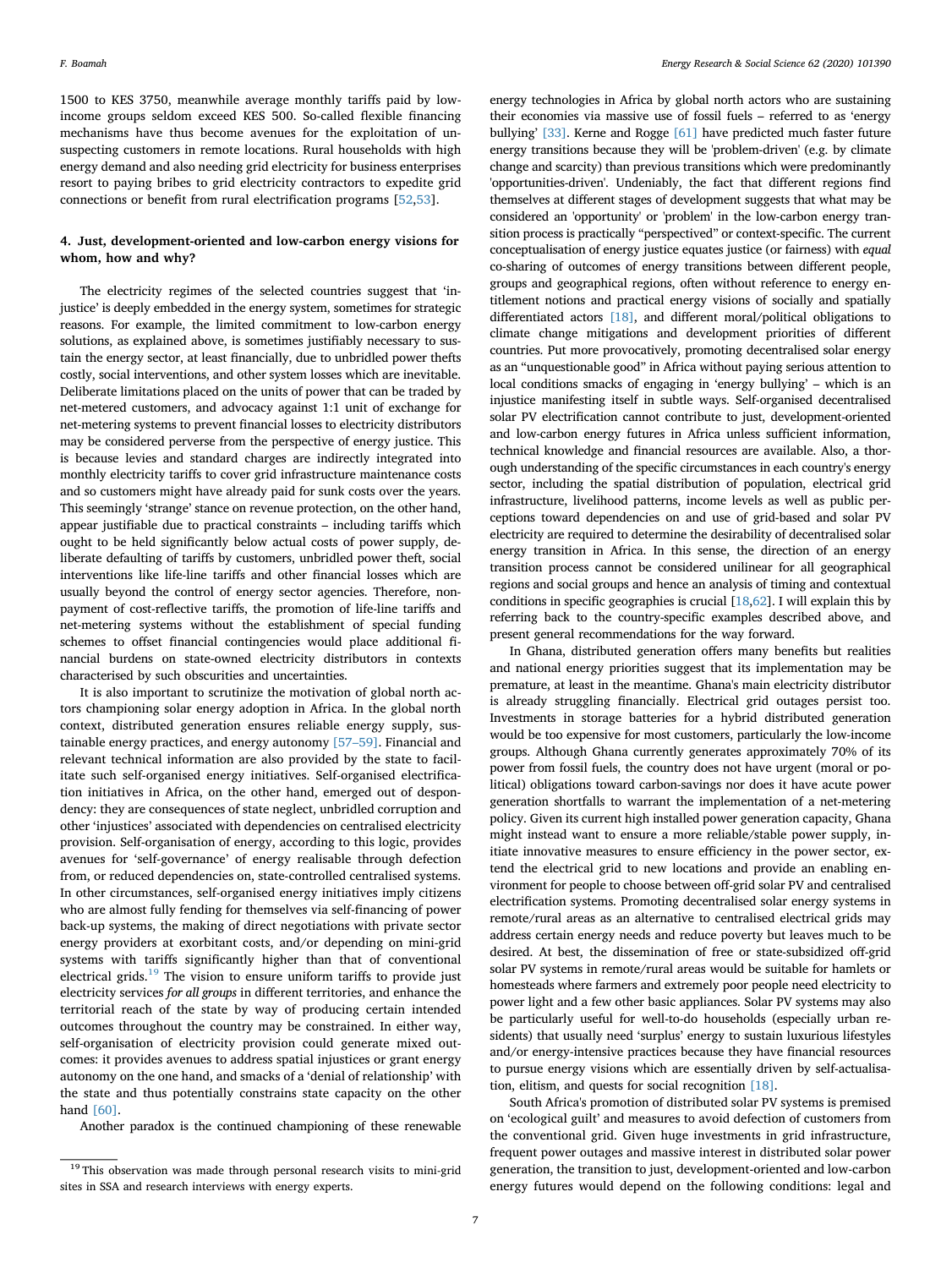1500 to KES 3750, meanwhile average monthly tariffs paid by low-income groups seldom exceed KES 500. So-called flexible financing mechanisms have thus become avenues for the exploitation of unsuspecting customers in remote locations. Rural households with high energy demand and also needing grid electricity for business enterprises resort to paying bribes to grid electricity contractors to expedite grid connections or benefit from rural electrification programs [52,53].

## 4. Just, development-oriented and low-carbon energy visions for whom, how and why?

The electricity regimes of the selected countries suggest that 'injustice' is deeply embedded in the energy system, sometimes for strategic reasons. For example, the limited commitment to low-carbon energy solutions, as explained above, is sometimes justifiably necessary to sustain the energy sector, at least financially, due to unbridled power thefts costly, social interventions, and other system losses which are inevitable. Deliberate limitations placed on the units of power that can be traded by net-metered customers, and advocacy against 1:1 unit of exchange for net-metering systems to prevent financial losses to electricity distributors may be considered perverse from the perspective of energy justice. This is because levies and standard charges are indirectly integrated into monthly electricity tariffs to cover grid infrastructure maintenance costs and so customers might have already paid for sunk costs over the years. This seemingly 'strange' stance on revenue protection, on the other hand, appear justifiable due to practical constraints – including tariffs which ought to be held significantly below actual costs of power supply, deliberate defaulting of tariffs by customers, unbridled power theft, social interventions like life-line tariffs and other financial losses which are usually beyond the control of energy sector agencies. Therefore, non-payment of cost-reflective tariffs, the promotion of life-line tariffs and net-metering systems without the establishment of special funding schemes to offset financial contingencies would place additional financial burdens on state-owned electricity distributors in contexts characterised by such obscurities and uncertainties.

It is also important to scrutinize the motivation of global north actors championing solar energy adoption in Africa. In the global north context, distributed generation ensures reliable energy supply, sustainable energy practices, and energy autonomy [57–59]. Financial and relevant technical information are also provided by the state to facilitate such self-organised energy initiatives. Self-organised electrification initiatives in Africa, on the other hand, emerged out of despondency: they are consequences of state neglect, unbridled corruption and other 'injustices' associated with dependencies on centralised electricity provision. Self-organisation of energy, according to this logic, provides avenues for 'self-governance' of energy realisable through defection from, or reduced dependencies on, state-controlled centralised systems. In other circumstances, self-organised energy initiatives imply citizens who are almost fully fending for themselves via self-financing of power back-up systems, the making of direct negotiations with private sector energy providers at exorbitant costs, and/or depending on mini-grid systems with tariffs significantly higher than that of conventional electrical grids.[19] The vision to ensure uniform tariffs to provide just electricity services *for all groups* in different territories, and enhance the territorial reach of the state by way of producing certain intended outcomes throughout the country may be constrained. In either way, self-organisation of electricity provision could generate mixed outcomes: it provides avenues to address spatial injustices or grant energy autonomy on the one hand, and smacks of a 'denial of relationship' with the state and thus potentially constrains state capacity on the other hand [60].

Another paradox is the continued championing of these renewable energy technologies in Africa by global north actors who are sustaining their economies via massive use of fossil fuels – referred to as 'energy bullying' [33]. Kerne and Rogge [61] have predicted much faster future energy transitions because they will be 'problem-driven' (e.g. by climate change and scarcity) than previous transitions which were predominantly 'opportunities-driven'. Undeniably, the fact that different regions find themselves at different stages of development suggests that what may be considered an 'opportunity' or 'problem' in the low-carbon energy transition process is practically "perspectived" or context-specific. The current conceptualisation of energy justice equates justice (or fairness) with *equal* co-sharing of outcomes of energy transitions between different people, groups and geographical regions, often without reference to energy entitlement notions and practical energy visions of socially and spatially differentiated actors [18], and different moral/political obligations to climate change mitigations and development priorities of different countries. Put more provocatively, promoting decentralised solar energy as an "unquestionable good" in Africa without paying serious attention to local conditions smacks of engaging in 'energy bullying' – which is an injustice manifesting itself in subtle ways. Self-organised decentralised solar PV electrification cannot contribute to just, development-oriented and low-carbon energy futures in Africa unless sufficient information, technical knowledge and financial resources are available. Also, a thorough understanding of the specific circumstances in each country's energy sector, including the spatial distribution of population, electrical grid infrastructure, livelihood patterns, income levels as well as public perceptions toward dependencies on and use of grid-based and solar PV electricity are required to determine the desirability of decentralised solar energy transition in Africa. In this sense, the direction of an energy transition process cannot be considered unilinear for all geographical regions and social groups and hence an analysis of timing and contextual conditions in specific geographies is crucial [18,62]. I will explain this by referring back to the country-specific examples described above, and present general recommendations for the way forward.

In Ghana, distributed generation offers many benefits but realities and national energy priorities suggest that its implementation may be premature, at least in the meantime. Ghana's main electricity distributor is already struggling financially. Electrical grid outages persist too. Investments in storage batteries for a hybrid distributed generation would be too expensive for most customers, particularly the low-income groups. Although Ghana currently generates approximately 70% of its power from fossil fuels, the country does not have urgent (moral or political) obligations toward carbon-savings nor does it have acute power generation shortfalls to warrant the implementation of a net-metering policy. Given its current high installed power generation capacity, Ghana might instead want to ensure a more reliable/stable power supply, initiate innovative measures to ensure efficiency in the power sector, extend the electrical grid to new locations and provide an enabling environment for people to choose between off-grid solar PV and centralised electrification systems. Promoting decentralised solar energy systems in remote/rural areas as an alternative to centralised electrical grids may address certain energy needs and reduce poverty but leaves much to be desired. At best, the dissemination of free or state-subsidized off-grid solar PV systems in remote/rural areas would be suitable for hamlets or homesteads where farmers and extremely poor people need electricity to power light and a few other basic appliances. Solar PV systems may also be particularly useful for well-to-do households (especially urban residents) that usually need 'surplus' energy to sustain luxurious lifestyles and/or energy-intensive practices because they have financial resources to pursue energy visions which are essentially driven by self-actualisation, elitism, and quests for social recognition [18].

South Africa's promotion of distributed solar PV systems is premised on 'ecological guilt' and measures to avoid defection of customers from the conventional grid. Given huge investments in grid infrastructure, frequent power outages and massive interest in distributed solar power generation, the transition to just, development-oriented and low-carbon energy futures would depend on the following conditions: legal and

[19] This observation was made through personal research visits to mini-grid sites in SSA and research interviews with energy experts.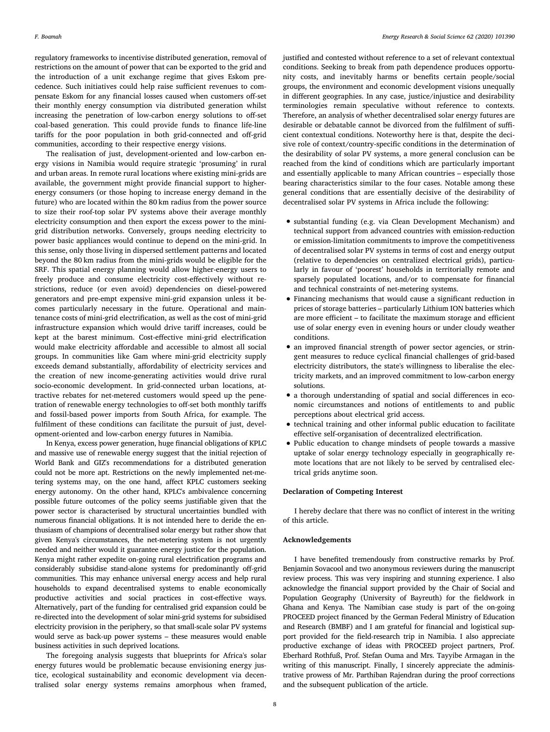regulatory frameworks to incentivise distributed generation, removal of restrictions on the amount of power that can be exported to the grid and the introduction of a unit exchange regime that gives Eskom precedence. Such initiatives could help raise sufficient revenues to compensate Eskom for any financial losses caused when customers off-set their monthly energy consumption via distributed generation whilst increasing the penetration of low-carbon energy solutions to off-set coal-based generation. This could provide funds to finance life-line tariffs for the poor population in both grid-connected and off-grid communities, according to their respective energy visions.

The realisation of just, development-oriented and low-carbon energy visions in Namibia would require strategic 'prosuming' in rural and urban areas. In remote rural locations where existing mini-grids are available, the government might provide financial support to higher-energy consumers (or those hoping to increase energy demand in the future) who are located within the 80 km radius from the power source to size their roof-top solar PV systems above their average monthly electricity consumption and then export the excess power to the mini-grid distribution networks. Conversely, groups needing electricity to power basic appliances would continue to depend on the mini-grid. In this sense, only those living in dispersed settlement patterns and located beyond the 80 km radius from the mini-grids would be eligible for the SRF. This spatial energy planning would allow higher-energy users to freely produce and consume electricity cost-effectively without restrictions, reduce (or even avoid) dependencies on diesel-powered generators and pre-empt expensive mini-grid expansion unless it becomes particularly necessary in the future. Operational and maintenance costs of mini-grid electrification, as well as the cost of mini-grid infrastructure expansion which would drive tariff increases, could be kept at the barest minimum. Cost-effective mini-grid electrification would make electricity affordable and accessible to almost all social groups. In communities like Gam where mini-grid electricity supply exceeds demand substantially, affordability of electricity services and the creation of new income-generating activities would drive rural socio-economic development. In grid-connected urban locations, attractive rebates for net-metered customers would speed up the penetration of renewable energy technologies to off-set both monthly tariffs and fossil-based power imports from South Africa, for example. The fulfilment of these conditions can facilitate the pursuit of just, development-oriented and low-carbon energy futures in Namibia.

In Kenya, excess power generation, huge financial obligations of KPLC and massive use of renewable energy suggest that the initial rejection of World Bank and GIZ's recommendations for a distributed generation could not be more apt. Restrictions on the newly implemented net-metering systems may, on the one hand, affect KPLC customers seeking energy autonomy. On the other hand, KPLC's ambivalence concerning possible future outcomes of the policy seems justifiable given that the power sector is characterised by structural uncertainties bundled with numerous financial obligations. It is not intended here to deride the enthusiasm of champions of decentralised solar energy but rather show that given Kenya's circumstances, the net-metering system is not urgently needed and neither would it guarantee energy justice for the population. Kenya might rather expedite on-going rural electrification programs and considerably subsidise stand-alone systems for predominantly off-grid communities. This may enhance universal energy access and help rural households to expand decentralised systems to enable economically productive activities and social practices in cost-effective ways. Alternatively, part of the funding for centralised grid expansion could be re-directed into the development of solar mini-grid systems for subsidised electricity provision in the periphery, so that small-scale solar PV systems would serve as back-up power systems – these measures would enable business activities in such deprived locations.

The foregoing analysis suggests that blueprints for Africa's solar energy futures would be problematic because envisioning energy justice, ecological sustainability and economic development via decentralised solar energy systems remains amorphous when framed, justified and contested without reference to a set of relevant contextual conditions. Seeking to break from path dependence produces opportunity costs, and inevitably harms or benefits certain people/social groups, the environment and economic development visions unequally in different geographies. In any case, justice/injustice and desirability terminologies remain speculative without reference to contexts. Therefore, an analysis of whether decentralised solar energy futures are desirable or debatable cannot be divorced from the fulfilment of sufficient contextual conditions. Noteworthy here is that, despite the decisive role of context/country-specific conditions in the determination of the desirability of solar PV systems, a more general conclusion can be reached from the kind of conditions which are particularly important and essentially applicable to many African countries – especially those bearing characteristics similar to the four cases. Notable among these general conditions that are essentially decisive of the desirability of decentralised solar PV systems in Africa include the following:

- substantial funding (e.g. via Clean Development Mechanism) and technical support from advanced countries with emission-reduction or emission-limitation commitments to improve the competitiveness of decentralised solar PV systems in terms of cost and energy output (relative to dependencies on centralized electrical grids), particularly in favour of 'poorest' households in territorially remote and sparsely populated locations, and/or to compensate for financial and technical constraints of net-metering systems.
- Financing mechanisms that would cause a significant reduction in prices of storage batteries – particularly Lithium ION batteries which are more efficient – to facilitate the maximum storage and efficient use of solar energy even in evening hours or under cloudy weather conditions.
- an improved financial strength of power sector agencies, or stringent measures to reduce cyclical financial challenges of grid-based electricity distributors, the state's willingness to liberalise the electricity markets, and an improved commitment to low-carbon energy solutions.
- a thorough understanding of spatial and social differences in economic circumstances and notions of entitlements to and public perceptions about electrical grid access.
- technical training and other informal public education to facilitate effective self-organisation of decentralized electrification.
- Public education to change mindsets of people towards a massive uptake of solar energy technology especially in geographically remote locations that are not likely to be served by centralised electrical grids anytime soon.

#### Declaration of Competing Interest

I hereby declare that there was no conflict of interest in the writing of this article.

#### Acknowledgements

I have benefited tremendously from constructive remarks by Prof. Benjamin Sovacool and two anonymous reviewers during the manuscript review process. This was very inspiring and stunning experience. I also acknowledge the financial support provided by the Chair of Social and Population Geography (University of Bayreuth) for the fieldwork in Ghana and Kenya. The Namibian case study is part of the on-going PROCEED project financed by the German Federal Ministry of Education and Research (BMBF) and I am grateful for financial and logistical support provided for the field-research trip in Namibia. I also appreciate productive exchange of ideas with PROCEED project partners, Prof. Eberhard Rothfuß, Prof. Stefan Ouma and Mrs. Tayyibe Armagan in the writing of this manuscript. Finally, I sincerely appreciate the administrative prowess of Mr. Parthiban Rajendran during the proof corrections and the subsequent publication of the article.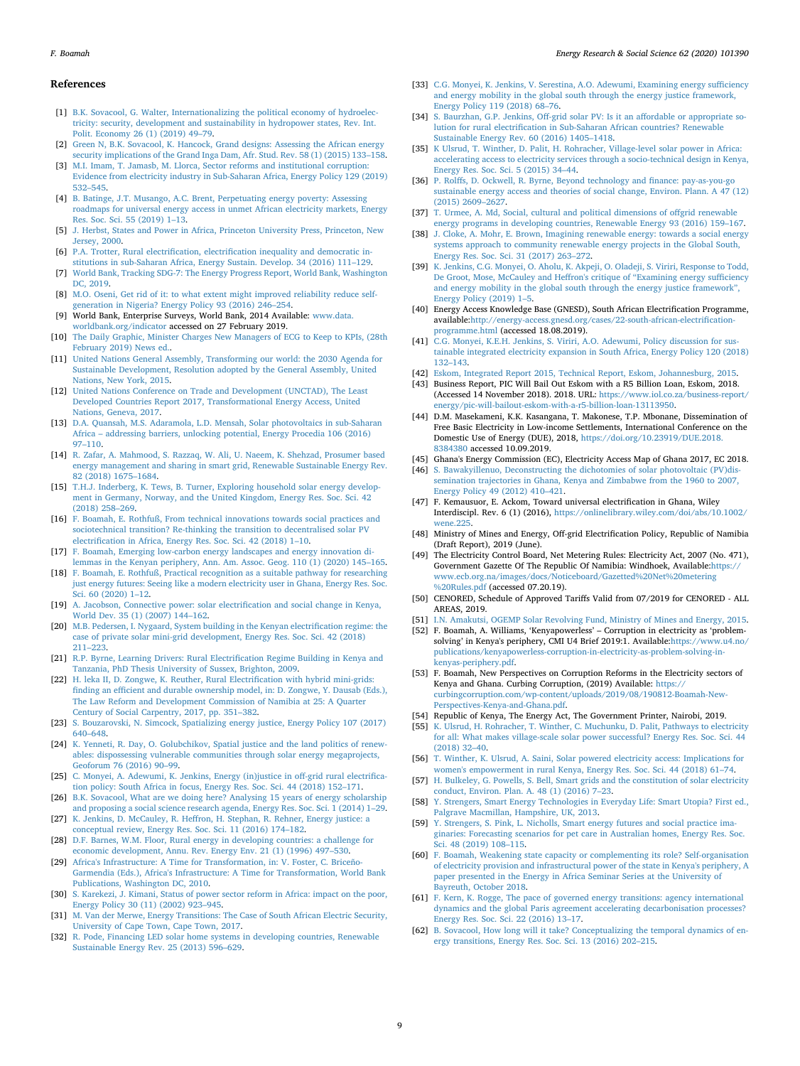## References

[1] B.K. Sovacool, G. Walter, Internationalizing the political economy of hydroelectricity: security, development and sustainability in hydropower states, Rev. Int. Polit. Economy 26 (1) (2019) 49–79.

[2] Green N, B.K. Sovacool, K. Hancock, Grand designs: Assessing the African energy security implications of the Grand Inga Dam, Afr. Stud. Rev. 58 (1) (2015) 133–158.

[3] M.I. Imam, T. Jamasb, M. Llorca, Sector reforms and institutional corruption: Evidence from electricity industry in Sub-Saharan Africa, Energy Policy 129 (2019) 532–545.

[4] B. Batinge, J.T. Musango, A.C. Brent, Perpetuating energy poverty: Assessing roadmaps for universal energy access in unmet African electricity markets, Energy Res. Soc. Sci. 55 (2019) 1–13.

[5] J. Herbst, States and Power in Africa, Princeton University Press, Princeton, New Jersey, 2000.

[6] P.A. Trotter, Rural electrification, electrification inequality and democratic institutions in sub-Saharan Africa, Energy Sustain. Develop. 34 (2016) 111–129.

[7] World Bank, Tracking SDG-7: The Energy Progress Report, World Bank, Washington DC, 2019.

[8] M.O. Oseni, Get rid of it: to what extent might improved reliability reduce self-generation in Nigeria? Energy Policy 93 (2016) 246–254.

[9] World Bank, Enterprise Surveys, World Bank, 2014 Available: www.data.worldbank.org/indicator accessed on 27 February 2019.

[10] The Daily Graphic, Minister Charges New Managers of ECG to Keep to KPIs, (28th February 2019) News ed..

[11] United Nations General Assembly, Transforming our world: the 2030 Agenda for Sustainable Development, Resolution adopted by the General Assembly, United Nations, New York, 2015.

[12] United Nations Conference on Trade and Development (UNCTAD), The Least Developed Countries Report 2017, Transformational Energy Access, United Nations, Geneva, 2017.

[13] D.A. Quansah, M.S. Adaramola, L.D. Mensah, Solar photovoltaics in sub-Saharan Africa – addressing barriers, unlocking potential, Energy Procedia 106 (2016) 97–110.

[14] R. Zafar, A. Mahmood, S. Razzaq, W. Ali, U. Naeem, K. Shehzad, Prosumer based energy management and sharing in smart grid, Renewable Sustainable Energy Rev. 82 (2018) 1675–1684.

[15] T.H.J. Inderberg, K. Tews, B. Turner, Exploring household solar energy development in Germany, Norway, and the United Kingdom, Energy Res. Soc. Sci. 42 (2018) 258–269.

[16] F. Boamah, E. Rothfuß, From technical innovations towards social practices and sociotechnical transition? Re-thinking the transition to decentralised solar PV electrification in Africa, Energy Res. Soc. Sci. 42 (2018) 1–10.

[17] F. Boamah, Emerging low-carbon energy landscapes and energy innovation dilemmas in the Kenyan periphery, Ann. Am. Assoc. Geog. 110 (1) (2020) 145–165.

[18] F. Boamah, E. Rothfuß, Practical recognition as a suitable pathway for researching just energy futures: Seeing like a modern electricity user in Ghana, Energy Res. Soc. Sci. 60 (2020) 1–12.

[19] A. Jacobson, Connective power: solar electrification and social change in Kenya, World Dev. 35 (1) (2007) 144–162.

[20] M.B. Pedersen, I. Nygaard, System building in the Kenyan electrification regime: the case of private solar mini-grid development, Energy Res. Soc. Sci. 42 (2018) 211–223.

[21] R.P. Byrne, Learning Drivers: Rural Electrification Regime Building in Kenya and Tanzania, PhD Thesis University of Sussex, Brighton, 2009.

[22] H. leka II, D. Zongwe, K. Reuther, Rural Electrification with hybrid mini-grids: finding an efficient and durable ownership model, in: D. Zongwe, Y. Dausab (Eds.), The Law Reform and Development Commission of Namibia at 25: A Quarter Century of Social Carpentry, 2017, pp. 351–382.

[23] S. Bouzarovski, N. Simcock, Spatializing energy justice, Energy Policy 107 (2017) 640–648.

[24] K. Yenneti, R. Day, O. Golubchikov, Spatial justice and the land politics of renewables: dispossessing vulnerable communities through solar energy megaprojects, Geoforum 76 (2016) 90–99.

[25] C. Monyei, A. Adewumi, K. Jenkins, Energy (in)justice in off-grid rural electrification policy: South Africa in focus, Energy Res. Soc. Sci. 44 (2018) 152–171.

[26] B.K. Sovacool, What are we doing here? Analysing 15 years of energy scholarship and proposing a social science research agenda, Energy Res. Soc. Sci. 1 (2014) 1–29.

[27] K. Jenkins, D. McCauley, R. Heffron, H. Stephan, R. Rehner, Energy justice: a conceptual review, Energy Res. Soc. Sci. 11 (2016) 174–182.

[28] D.F. Barnes, W.M. Floor, Rural energy in developing countries: a challenge for economic development, Annu. Rev. Energy Env. 21 (1) (1996) 497–530.

[29] Africa's Infrastructure: A Time for Transformation, in: V. Foster, C. Briceño-Garmendia (Eds.), Africa's Infrastructure: A Time for Transformation, World Bank Publications, Washington DC, 2010.

[30] S. Karekezi, J. Kimani, Status of power sector reform in Africa: impact on the poor, Energy Policy 30 (11) (2002) 923–945.

[31] M. Van der Merwe, Energy Transitions: The Case of South African Electric Security, University of Cape Town, Cape Town, 2017.

[32] R. Pode, Financing LED solar home systems in developing countries, Renewable Sustainable Energy Rev. 25 (2013) 596–629.

[33] C.G. Monyei, K. Jenkins, V. Serestina, A.O. Adewumi, Examining energy sufficiency and energy mobility in the global south through the energy justice framework, Energy Policy 119 (2018) 68–76.

[34] S. Baurzhan, G.P. Jenkins, Off-grid solar PV: Is it an affordable or appropriate solution for rural electrification in Sub-Saharan African countries? Renewable Sustainable Energy Rev. 60 (2016) 1405–1418.

[35] K Ulsrud, T. Winther, D. Palit, H. Rohracher, Village-level solar power in Africa: accelerating access to electricity services through a socio-technical design in Kenya, Energy Res. Soc. Sci. 5 (2015) 34–44.

[36] P. Rolffs, D. Ockwell, R. Byrne, Beyond technology and finance: pay-as-you-go sustainable energy access and theories of social change, Environ. Plann. A 47 (12) (2015) 2609–2627.

[37] T. Urmee, A. Md, Social, cultural and political dimensions of offgrid renewable energy programs in developing countries, Renewable Energy 93 (2016) 159–167.

[38] J. Cloke, A. Mohr, E. Brown, Imagining renewable energy: towards a social energy systems approach to community renewable energy projects in the Global South, Energy Res. Soc. Sci. 31 (2017) 263–272.

[39] K. Jenkins, C.G. Monyei, O. Aholu, K. Akpeji, O. Oladeji, S. Viriri, Response to Todd, De Groot, Mose, McCauley and Heffron's critique of "Examining energy sufficiency and energy mobility in the global south through the energy justice framework", Energy Policy (2019) 1–5.

[40] Energy Access Knowledge Base (GNESD), South African Electrification Programme, available:http://energy-access.gnesd.org/cases/22-south-african-electrification-programme.html (accessed 18.08.2019).

[41] C.G. Monyei, K.E.H. Jenkins, S. Viriri, A.O. Adewumi, Policy discussion for sustainable integrated electricity expansion in South Africa, Energy Policy 120 (2018) 132–143.

[42] Eskom, Integrated Report 2015, Technical Report, Eskom, Johannesburg, 2015.

[43] Business Report, PIC Will Bail Out Eskom with a R5 Billion Loan, Eskom, 2018. (Accessed 14 November 2018). 2018. URL: https://www.iol.co.za/business-report/energy/pic-will-bailout-eskom-with-a-r5-billion-loan-13113950.

[44] D.M. Masekameni, K.K. Kasangana, T. Makonese, T.P. Mbonane, Dissemination of Free Basic Electricity in Low-income Settlements, International Conference on the Domestic Use of Energy (DUE), 2018, https://doi.org/10.23919/DUE.2018.8384380 accessed 10.09.2019.

[45] Ghana's Energy Commission (EC), Electricity Access Map of Ghana 2017, EC 2018.

[46] S. Bawakyillenuo, Deconstructing the dichotomies of solar photovoltaic (PV)dissemination trajectories in Ghana, Kenya and Zimbabwe from the 1960 to 2007, Energy Policy 49 (2012) 410–421.

[47] F. Kemausuor, E. Ackom, Toward universal electrification in Ghana, Wiley Interdiscipl. Rev. 6 (1) (2016), https://onlinelibrary.wiley.com/doi/abs/10.1002/wene.225.

[48] Ministry of Mines and Energy, Off-grid Electrification Policy, Republic of Namibia (Draft Report), 2019 (June).

[49] The Electricity Control Board, Net Metering Rules: Electricity Act, 2007 (No. 471), Government Gazette Of The Republic Of Namibia: Windhoek, Available:https://www.ecb.org.na/images/docs/Noticeboard/Gazetted%20Net%20metering%20Rules.pdf (accessed 07.20.19).

[50] CENORED, Schedule of Approved Tariffs Valid from 07/2019 for CENORED - ALL AREAS, 2019.

[51] I.N. Amakutsi, OGEMP Solar Revolving Fund, Ministry of Mines and Energy, 2015.

[52] F. Boamah, A. Williams, 'Kenyapowerless' – Corruption in electricity as 'problem-solving' in Kenya's periphery, CMI U4 Brief 2019:1. Available:https://www.u4.no/publications/kenyapowerless-corruption-in-electricity-as-problem-solving-in-kenyas-periphery.pdf.

[53] F. Boamah, New Perspectives on Corruption Reforms in the Electricity sectors of Kenya and Ghana. Curbing Corruption, (2019) Available: https://curbingcorruption.com/wp-content/uploads/2019/08/190812-Boamah-New-Perspectives-Kenya-and-Ghana.pdf.

[54] Republic of Kenya, The Energy Act, The Government Printer, Nairobi, 2019.

[55] K. Ulsrud, H. Rohracher, T. Winther, C. Muchunku, D. Palit, Pathways to electricity for all: What makes village-scale solar power successful? Energy Res. Soc. Sci. 44 (2018) 32–40.

[56] T. Winther, K. Ulsrud, A. Saini, Solar powered electricity access: Implications for women's empowerment in rural Kenya, Energy Res. Soc. Sci. 44 (2018) 61–74.

[57] H. Bulkeley, G. Powells, S. Bell, Smart grids and the constitution of solar electricity conduct, Environ. Plan. A. 48 (1) (2016) 7–23.

[58] Y. Strengers, Smart Energy Technologies in Everyday Life: Smart Utopia? First ed., Palgrave Macmillan, Hampshire, UK, 2013.

[59] Y. Strengers, S. Pink, L. Nicholls, Smart energy futures and social practice imaginaries: Forecasting scenarios for pet care in Australian homes, Energy Res. Soc. Sci. 48 (2019) 108–115.

[60] F. Boamah, Weakening state capacity or complementing its role? Self-organisation of electricity provision and infrastructural power of the state in Kenya's periphery, A paper presented in the Energy in Africa Seminar Series at the University of Bayreuth, October 2018.

[61] F. Kern, K. Rogge, The pace of governed energy transitions: agency international dynamics and the global Paris agreement accelerating decarbonisation processes? Energy Res. Soc. Sci. 22 (2016) 13–17.

[62] B. Sovacool, How long will it take? Conceptualizing the temporal dynamics of energy transitions, Energy Res. Soc. Sci. 13 (2016) 202–215.